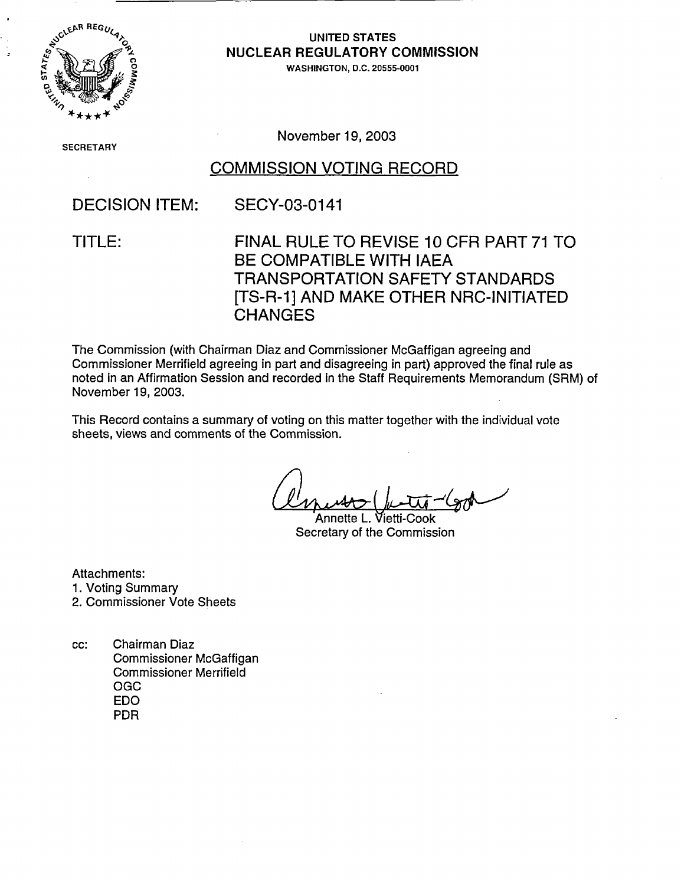UNITED STATES
**NUCLEAR REGULATORY COMMISSION**
WASHINGTON, D.C. 20555-0001

SECRETARY

November 19, 2003

## COMMISSION VOTING RECORD

DECISION ITEM: SECY-03-0141

TITLE: FINAL RULE TO REVISE 10 CFR PART 71 TO BE COMPATIBLE WITH IAEA TRANSPORTATION SAFETY STANDARDS [TS-R-1] AND MAKE OTHER NRC-INITIATED CHANGES

The Commission (with Chairman Diaz and Commissioner McGaffigan agreeing and Commissioner Merrifield agreeing in part and disagreeing in part) approved the final rule as noted in an Affirmation Session and recorded in the Staff Requirements Memorandum (SRM) of November 19, 2003.

This Record contains a summary of voting on this matter together with the individual vote sheets, views and comments of the Commission.

Annette L. Vietti-Cook
Secretary of the Commission

Attachments:
1. Voting Summary
2. Commissioner Vote Sheets

cc: Chairman Diaz
Commissioner McGaffigan
Commissioner Merrifield
OGC
EDO
PDR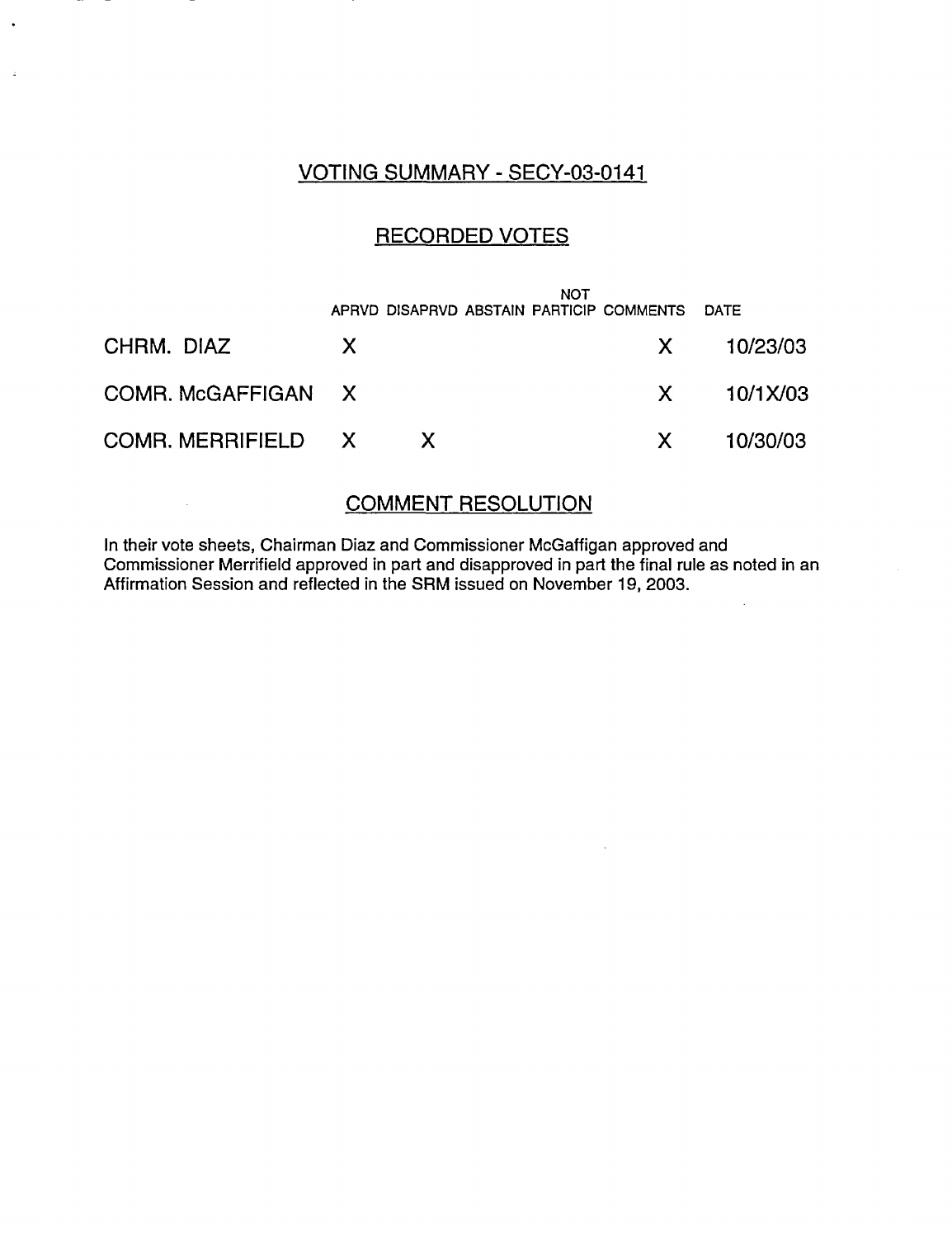## VOTING SUMMARY - SECY-03-0141

### RECORDED VOTES

| | APRVD | DISAPRVD | ABSTAIN | NOT PARTICIP | COMMENTS | DATE |
|---|---|---|---|---|---|---|
| CHRM. DIAZ | X | | | | X | 10/23/03 |
| COMR. McGAFFIGAN | X | | | | X | 10/1X/03 |
| COMR. MERRIFIELD | X | X | | | X | 10/30/03 |

### COMMENT RESOLUTION

In their vote sheets, Chairman Diaz and Commissioner McGaffigan approved and Commissioner Merrifield approved in part and disapproved in part the final rule as noted in an Affirmation Session and reflected in the SRM issued on November 19, 2003.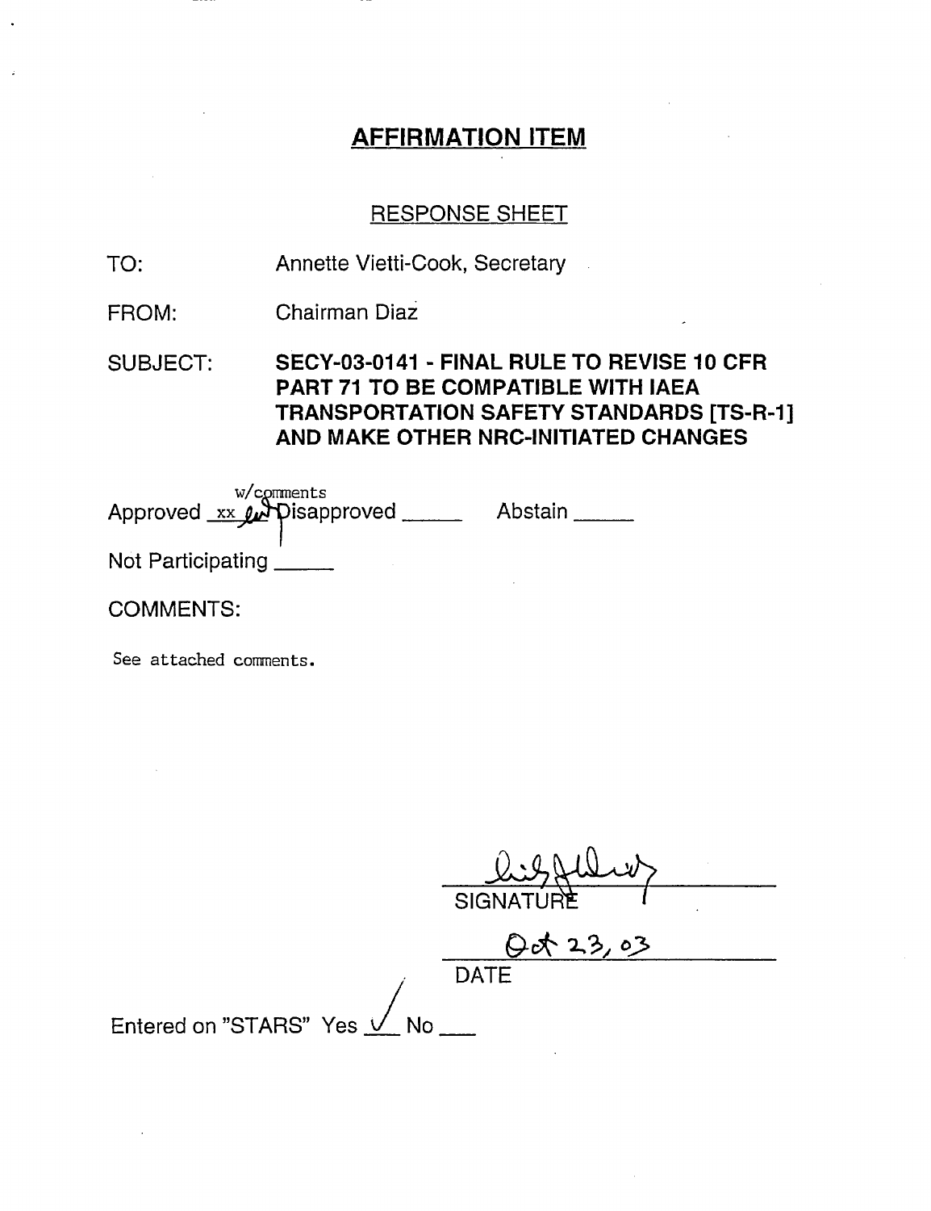## AFFIRMATION ITEM

RESPONSE SHEET

TO: Annette Vietti-Cook, Secretary

FROM: Chairman Diaz

SUBJECT: **SECY-03-0141 - FINAL RULE TO REVISE 10 CFR PART 71 TO BE COMPATIBLE WITH IAEA TRANSPORTATION SAFETY STANDARDS [TS-R-1] AND MAKE OTHER NRC-INITIATED CHANGES**

Approved xx w/comments Disapproved _____ Abstain _____

Not Participating _____

COMMENTS:

See attached comments.

SIGNATURE

Oct 23, 03

DATE

Entered on "STARS" Yes ✓ No ___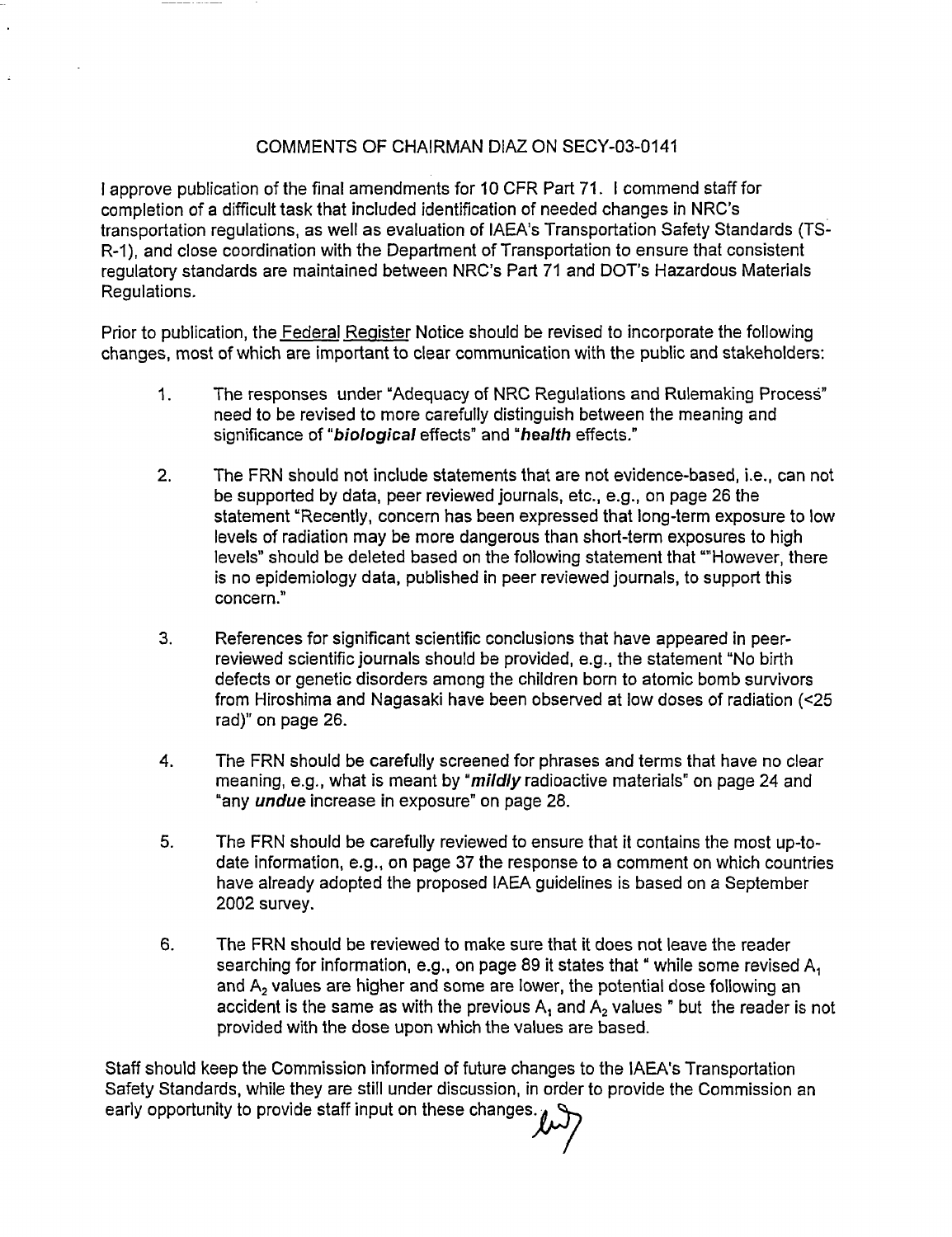# COMMENTS OF CHAIRMAN DIAZ ON SECY-03-0141

I approve publication of the final amendments for 10 CFR Part 71. I commend staff for completion of a difficult task that included identification of needed changes in NRC's transportation regulations, as well as evaluation of IAEA's Transportation Safety Standards (TS-R-1), and close coordination with the Department of Transportation to ensure that consistent regulatory standards are maintained between NRC's Part 71 and DOT's Hazardous Materials Regulations.

Prior to publication, the Federal Register Notice should be revised to incorporate the following changes, most of which are important to clear communication with the public and stakeholders:

1. The responses under "Adequacy of NRC Regulations and Rulemaking Process" need to be revised to more carefully distinguish between the meaning and significance of "***biological*** effects" and "***health*** effects."

2. The FRN should not include statements that are not evidence-based, i.e., can not be supported by data, peer reviewed journals, etc., e.g., on page 26 the statement "Recently, concern has been expressed that long-term exposure to low levels of radiation may be more dangerous than short-term exposures to high levels" should be deleted based on the following statement that ""However, there is no epidemiology data, published in peer reviewed journals, to support this concern."

3. References for significant scientific conclusions that have appeared in peer-reviewed scientific journals should be provided, e.g., the statement "No birth defects or genetic disorders among the children born to atomic bomb survivors from Hiroshima and Nagasaki have been observed at low doses of radiation (<25 rad)" on page 26.

4. The FRN should be carefully screened for phrases and terms that have no clear meaning, e.g., what is meant by "***mildly*** radioactive materials" on page 24 and "any ***undue*** increase in exposure" on page 28.

5. The FRN should be carefully reviewed to ensure that it contains the most up-to-date information, e.g., on page 37 the response to a comment on which countries have already adopted the proposed IAEA guidelines is based on a September 2002 survey.

6. The FRN should be reviewed to make sure that it does not leave the reader searching for information, e.g., on page 89 it states that " while some revised $A_1$ and $A_2$ values are higher and some are lower, the potential dose following an accident is the same as with the previous $A_1$ and $A_2$ values " but the reader is not provided with the dose upon which the values are based.

Staff should keep the Commission informed of future changes to the IAEA's Transportation Safety Standards, while they are still under discussion, in order to provide the Commission an early opportunity to provide staff input on these changes.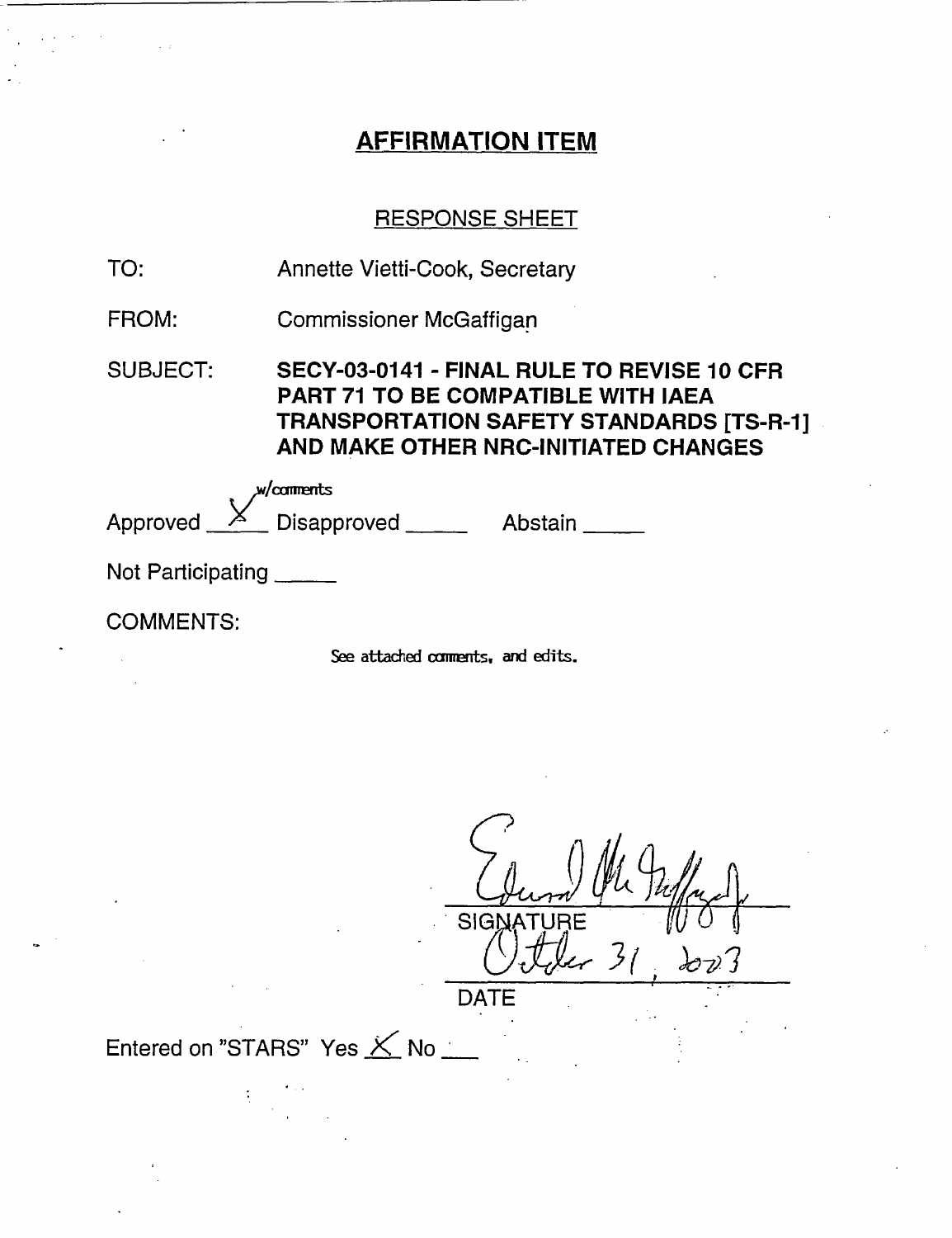# AFFIRMATION ITEM

## RESPONSE SHEET

TO: Annette Vietti-Cook, Secretary

FROM: Commissioner McGaffigan

SUBJECT: **SECY-03-0141 - FINAL RULE TO REVISE 10 CFR PART 71 TO BE COMPATIBLE WITH IAEA TRANSPORTATION SAFETY STANDARDS [TS-R-1] AND MAKE OTHER NRC-INITIATED CHANGES**

Approved X w/comments Disapproved _____ Abstain _____

Not Participating _____

COMMENTS:

See attached comments, and edits.

SIGNATURE

October 31, 2003

DATE

Entered on "STARS" Yes X No ___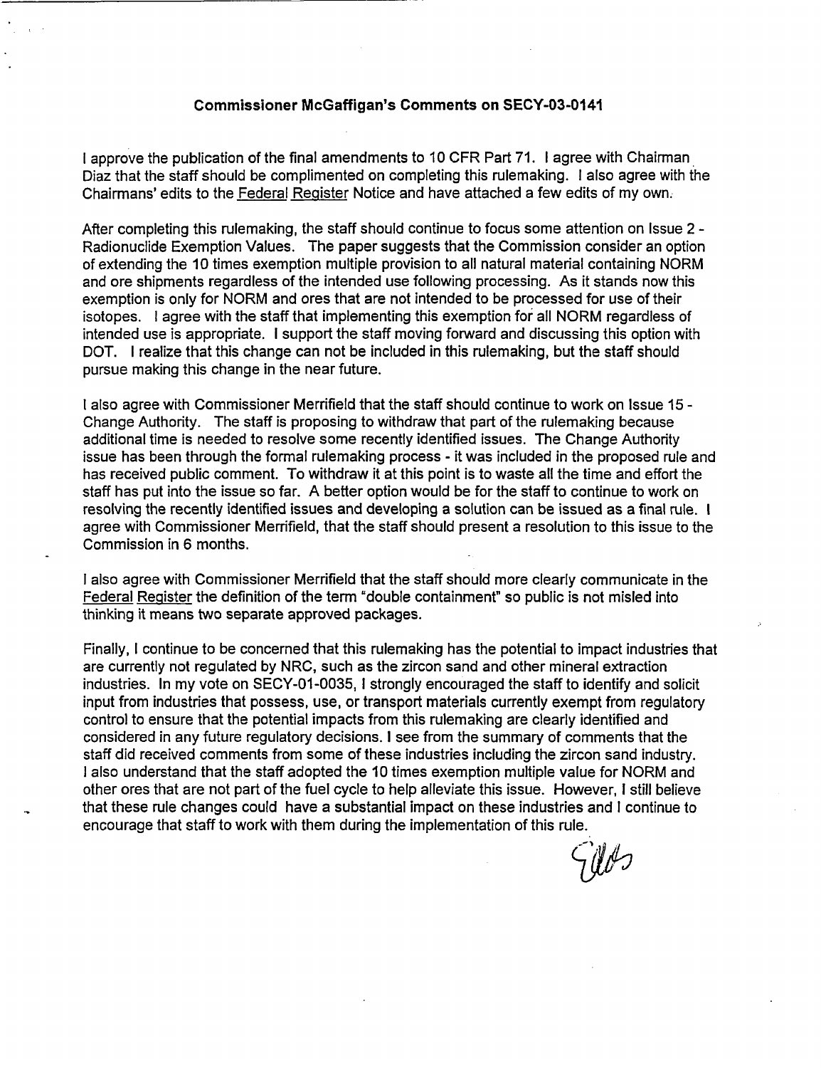# Commissioner McGaffigan's Comments on SECY-03-0141

I approve the publication of the final amendments to 10 CFR Part 71. I agree with Chairman Diaz that the staff should be complimented on completing this rulemaking. I also agree with the Chairmans' edits to the Federal Register Notice and have attached a few edits of my own.

After completing this rulemaking, the staff should continue to focus some attention on Issue 2 - Radionuclide Exemption Values. The paper suggests that the Commission consider an option of extending the 10 times exemption multiple provision to all natural material containing NORM and ore shipments regardless of the intended use following processing. As it stands now this exemption is only for NORM and ores that are not intended to be processed for use of their isotopes. I agree with the staff that implementing this exemption for all NORM regardless of intended use is appropriate. I support the staff moving forward and discussing this option with DOT. I realize that this change can not be included in this rulemaking, but the staff should pursue making this change in the near future.

I also agree with Commissioner Merrifield that the staff should continue to work on Issue 15 - Change Authority. The staff is proposing to withdraw that part of the rulemaking because additional time is needed to resolve some recently identified issues. The Change Authority issue has been through the formal rulemaking process - it was included in the proposed rule and has received public comment. To withdraw it at this point is to waste all the time and effort the staff has put into the issue so far. A better option would be for the staff to continue to work on resolving the recently identified issues and developing a solution can be issued as a final rule. I agree with Commissioner Merrifield, that the staff should present a resolution to this issue to the Commission in 6 months.

I also agree with Commissioner Merrifield that the staff should more clearly communicate in the Federal Register the definition of the term "double containment" so public is not misled into thinking it means two separate approved packages.

Finally, I continue to be concerned that this rulemaking has the potential to impact industries that are currently not regulated by NRC, such as the zircon sand and other mineral extraction industries. In my vote on SECY-01-0035, I strongly encouraged the staff to identify and solicit input from industries that possess, use, or transport materials currently exempt from regulatory control to ensure that the potential impacts from this rulemaking are clearly identified and considered in any future regulatory decisions. I see from the summary of comments that the staff did received comments from some of these industries including the zircon sand industry. I also understand that the staff adopted the 10 times exemption multiple value for NORM and other ores that are not part of the fuel cycle to help alleviate this issue. However, I still believe that these rule changes could have a substantial impact on these industries and I continue to encourage that staff to work with them during the implementation of this rule.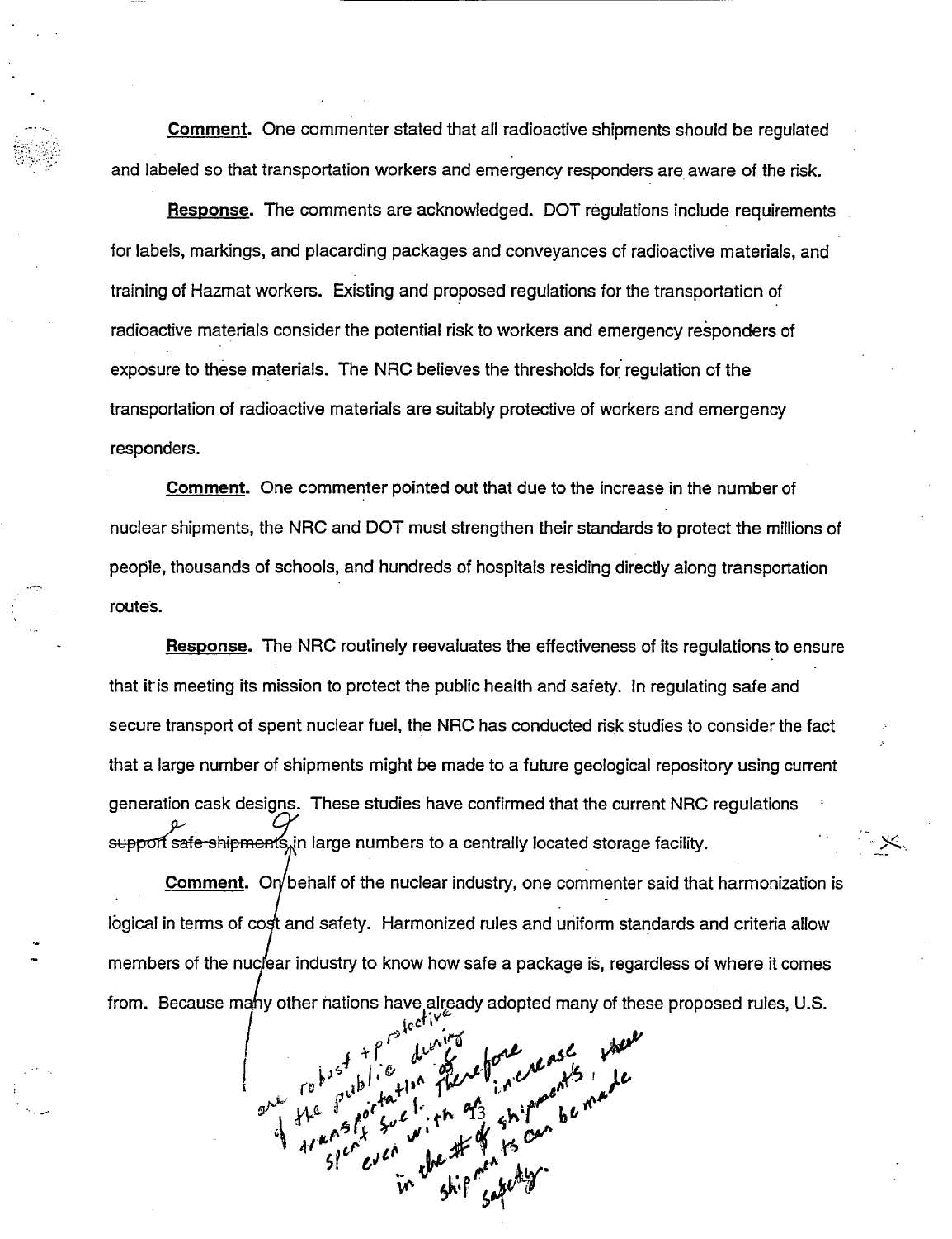**Comment.** One commenter stated that all radioactive shipments should be regulated and labeled so that transportation workers and emergency responders are aware of the risk.

**Response.** The comments are acknowledged. DOT regulations include requirements for labels, markings, and placarding packages and conveyances of radioactive materials, and training of Hazmat workers. Existing and proposed regulations for the transportation of radioactive materials consider the potential risk to workers and emergency responders of exposure to these materials. The NRC believes the thresholds for regulation of the transportation of radioactive materials are suitably protective of workers and emergency responders.

**Comment.** One commenter pointed out that due to the increase in the number of nuclear shipments, the NRC and DOT must strengthen their standards to protect the millions of people, thousands of schools, and hundreds of hospitals residing directly along transportation routes.

**Response.** The NRC routinely reevaluates the effectiveness of its regulations to ensure that it is meeting its mission to protect the public health and safety. In regulating safe and secure transport of spent nuclear fuel, the NRC has conducted risk studies to consider the fact that a large number of shipments might be made to a future geological repository using current generation cask designs. These studies have confirmed that the current NRC regulations ~~support safe shipments~~ in large numbers to a centrally located storage facility.

are robust + protective of the public during transportation of spent fuel. Therefore even with an increase in the # of shipments, these shipments can be made safely.

**Comment.** On behalf of the nuclear industry, one commenter said that harmonization is logical in terms of cost and safety. Harmonized rules and uniform standards and criteria allow members of the nuclear industry to know how safe a package is, regardless of where it comes from. Because many other nations have already adopted many of these proposed rules, U.S.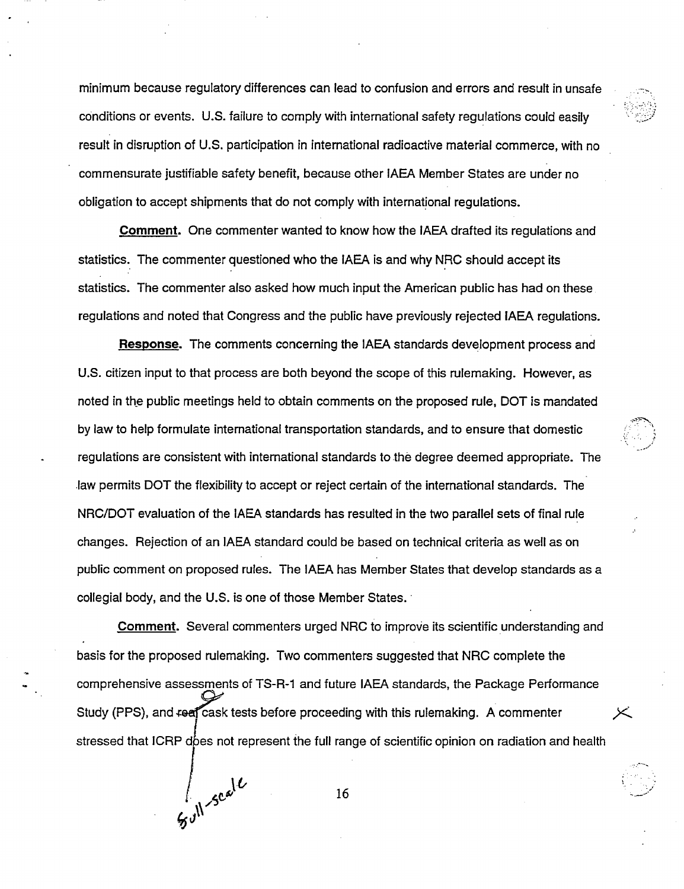minimum because regulatory differences can lead to confusion and errors and result in unsafe conditions or events. U.S. failure to comply with international safety regulations could easily result in disruption of U.S. participation in international radioactive material commerce, with no commensurate justifiable safety benefit, because other IAEA Member States are under no obligation to accept shipments that do not comply with international regulations.

**Comment.** One commenter wanted to know how the IAEA drafted its regulations and statistics. The commenter questioned who the IAEA is and why NRC should accept its statistics. The commenter also asked how much input the American public has had on these regulations and noted that Congress and the public have previously rejected IAEA regulations.

**Response.** The comments concerning the IAEA standards development process and U.S. citizen input to that process are both beyond the scope of this rulemaking. However, as noted in the public meetings held to obtain comments on the proposed rule, DOT is mandated by law to help formulate international transportation standards, and to ensure that domestic regulations are consistent with international standards to the degree deemed appropriate. The law permits DOT the flexibility to accept or reject certain of the international standards. The NRC/DOT evaluation of the IAEA standards has resulted in the two parallel sets of final rule changes. Rejection of an IAEA standard could be based on technical criteria as well as on public comment on proposed rules. The IAEA has Member States that develop standards as a collegial body, and the U.S. is one of those Member States.

**Comment.** Several commenters urged NRC to improve its scientific understanding and basis for the proposed rulemaking. Two commenters suggested that NRC complete the comprehensive assessments of TS-R-1 and future IAEA standards, the Package Performance Study (PPS), and ~~real~~ full-scale cask tests before proceeding with this rulemaking. A commenter stressed that ICRP does not represent the full range of scientific opinion on radiation and health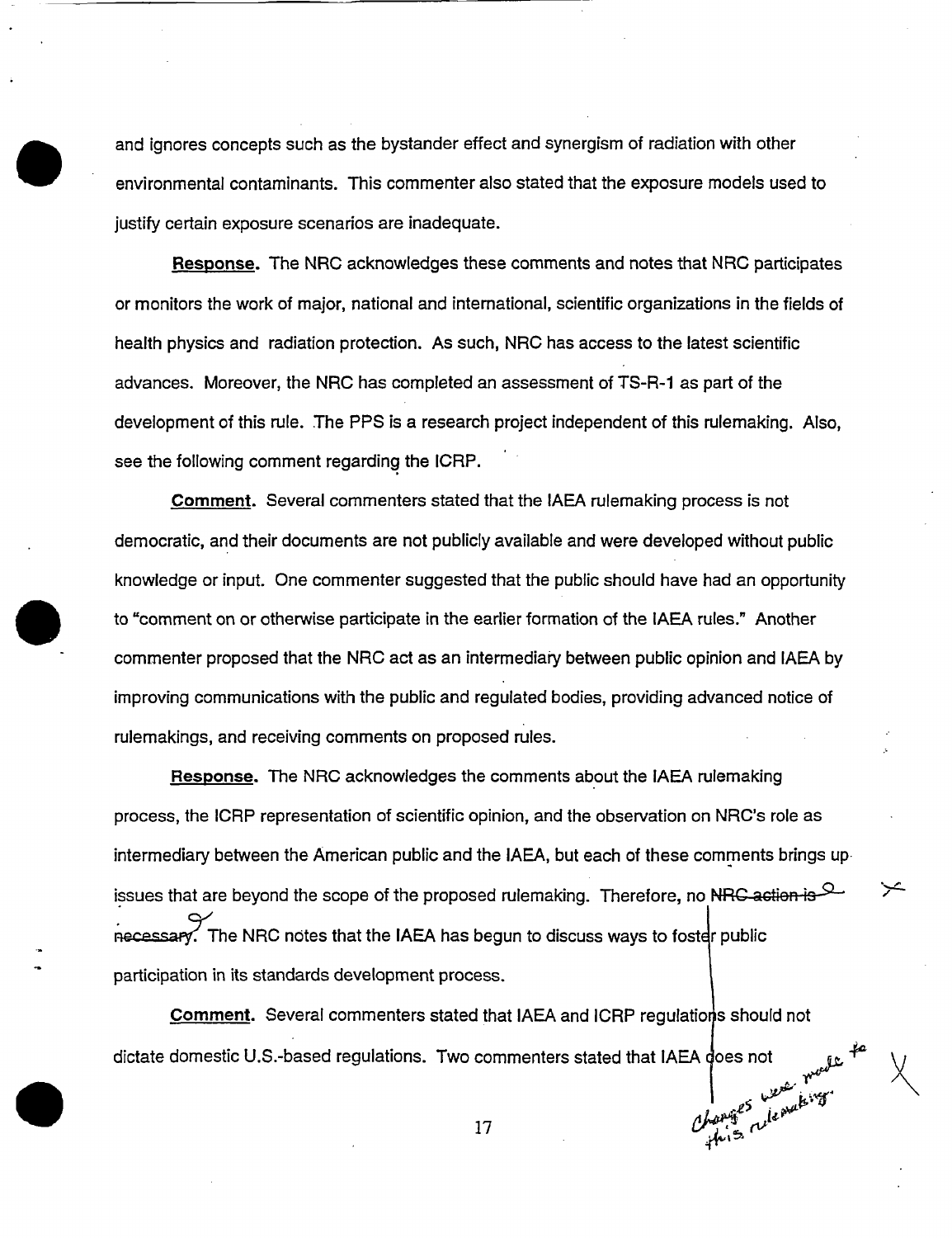and ignores concepts such as the bystander effect and synergism of radiation with other environmental contaminants. This commenter also stated that the exposure models used to justify certain exposure scenarios are inadequate.

**Response.** The NRC acknowledges these comments and notes that NRC participates or monitors the work of major, national and international, scientific organizations in the fields of health physics and radiation protection. As such, NRC has access to the latest scientific advances. Moreover, the NRC has completed an assessment of TS-R-1 as part of the development of this rule. The PPS is a research project independent of this rulemaking. Also, see the following comment regarding the ICRP.

**Comment.** Several commenters stated that the IAEA rulemaking process is not democratic, and their documents are not publicly available and were developed without public knowledge or input. One commenter suggested that the public should have had an opportunity to "comment on or otherwise participate in the earlier formation of the IAEA rules." Another commenter proposed that the NRC act as an intermediary between public opinion and IAEA by improving communications with the public and regulated bodies, providing advanced notice of rulemakings, and receiving comments on proposed rules.

**Response.** The NRC acknowledges the comments about the IAEA rulemaking process, the ICRP representation of scientific opinion, and the observation on NRC's role as intermediary between the American public and the IAEA, but each of these comments brings up issues that are beyond the scope of the proposed rulemaking. Therefore, no ~~NRC action is necessary~~ changes were made to this rulemaking. The NRC notes that the IAEA has begun to discuss ways to foster public participation in its standards development process.

**Comment.** Several commenters stated that IAEA and ICRP regulations should not dictate domestic U.S.-based regulations. Two commenters stated that IAEA does not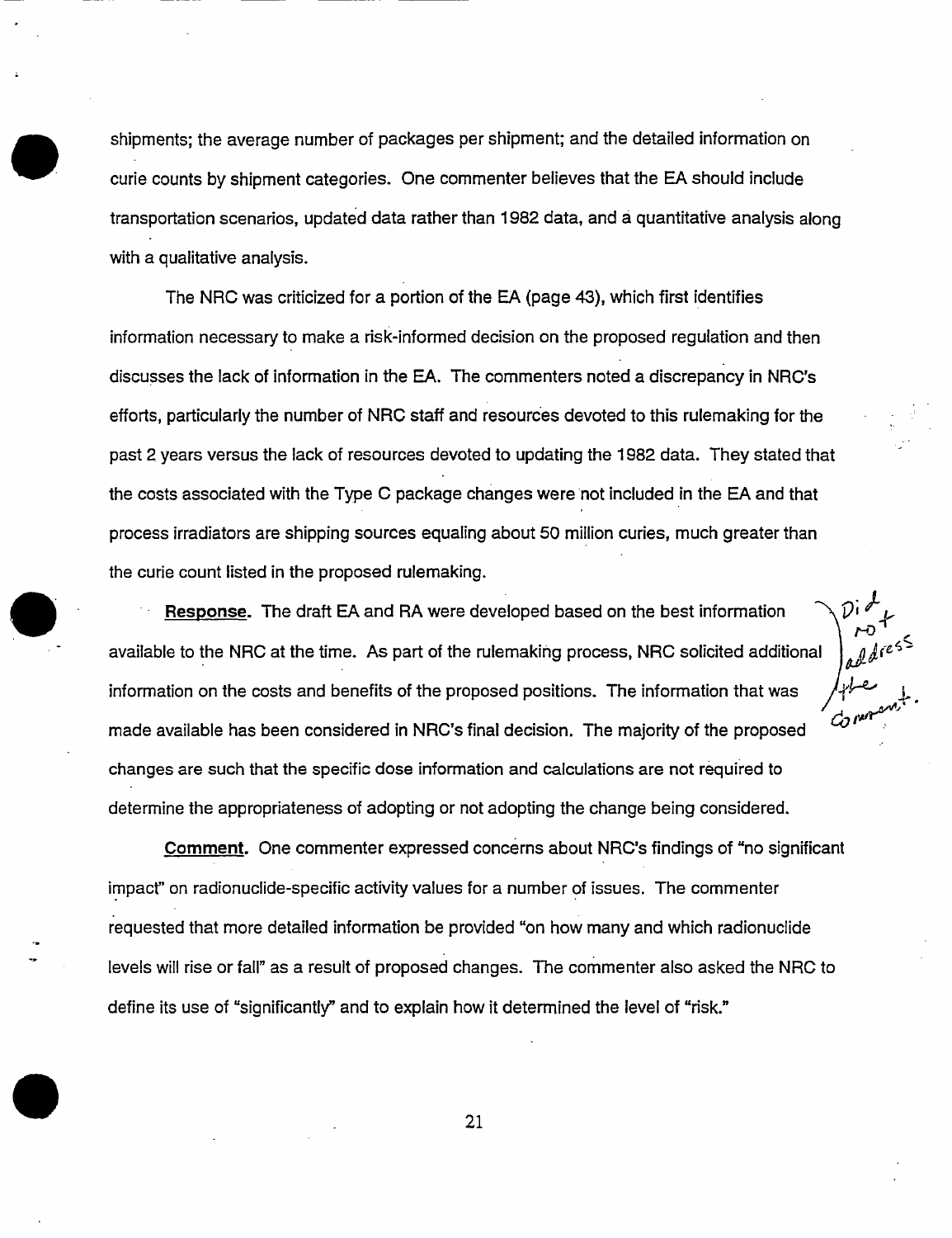shipments; the average number of packages per shipment; and the detailed information on curie counts by shipment categories. One commenter believes that the EA should include transportation scenarios, updated data rather than 1982 data, and a quantitative analysis along with a qualitative analysis.

The NRC was criticized for a portion of the EA (page 43), which first identifies information necessary to make a risk-informed decision on the proposed regulation and then discusses the lack of information in the EA. The commenters noted a discrepancy in NRC's efforts, particularly the number of NRC staff and resources devoted to this rulemaking for the past 2 years versus the lack of resources devoted to updating the 1982 data. They stated that the costs associated with the Type C package changes were not included in the EA and that process irradiators are shipping sources equaling about 50 million curies, much greater than the curie count listed in the proposed rulemaking.

**Response.** The draft EA and RA were developed based on the best information available to the NRC at the time. As part of the rulemaking process, NRC solicited additional information on the costs and benefits of the proposed positions. The information that was made available has been considered in NRC's final decision. The majority of the proposed changes are such that the specific dose information and calculations are not required to determine the appropriateness of adopting or not adopting the change being considered.

Did not address the comment.

**Comment.** One commenter expressed concerns about NRC's findings of "no significant impact" on radionuclide-specific activity values for a number of issues. The commenter requested that more detailed information be provided "on how many and which radionuclide levels will rise or fall" as a result of proposed changes. The commenter also asked the NRC to define its use of "significantly" and to explain how it determined the level of "risk."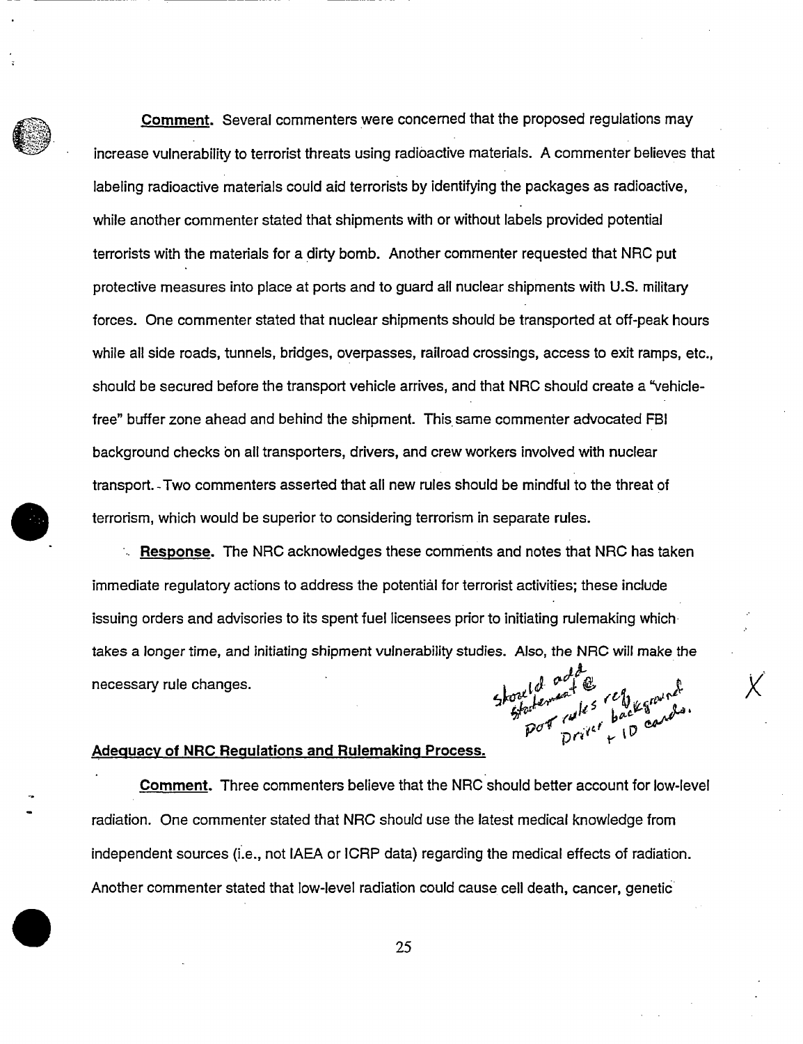**Comment.** Several commenters were concerned that the proposed regulations may increase vulnerability to terrorist threats using radioactive materials. A commenter believes that labeling radioactive materials could aid terrorists by identifying the packages as radioactive, while another commenter stated that shipments with or without labels provided potential terrorists with the materials for a dirty bomb. Another commenter requested that NRC put protective measures into place at ports and to guard all nuclear shipments with U.S. military forces. One commenter stated that nuclear shipments should be transported at off-peak hours while all side roads, tunnels, bridges, overpasses, railroad crossings, access to exit ramps, etc., should be secured before the transport vehicle arrives, and that NRC should create a "vehicle-free" buffer zone ahead and behind the shipment. This same commenter advocated FBI background checks on all transporters, drivers, and crew workers involved with nuclear transport. Two commenters asserted that all new rules should be mindful to the threat of terrorism, which would be superior to considering terrorism in separate rules.

**Response.** The NRC acknowledges these comments and notes that NRC has taken immediate regulatory actions to address the potential for terrorist activities; these include issuing orders and advisories to its spent fuel licensees prior to initiating rulemaking which takes a longer time, and initiating shipment vulnerability studies. Also, the NRC will make the necessary rule changes.

should add statement @ DOT rules ref Driver background + ID cards.

X

**Adequacy of NRC Regulations and Rulemaking Process.**

**Comment.** Three commenters believe that the NRC should better account for low-level radiation. One commenter stated that NRC should use the latest medical knowledge from independent sources (i.e., not IAEA or ICRP data) regarding the medical effects of radiation. Another commenter stated that low-level radiation could cause cell death, cancer, genetic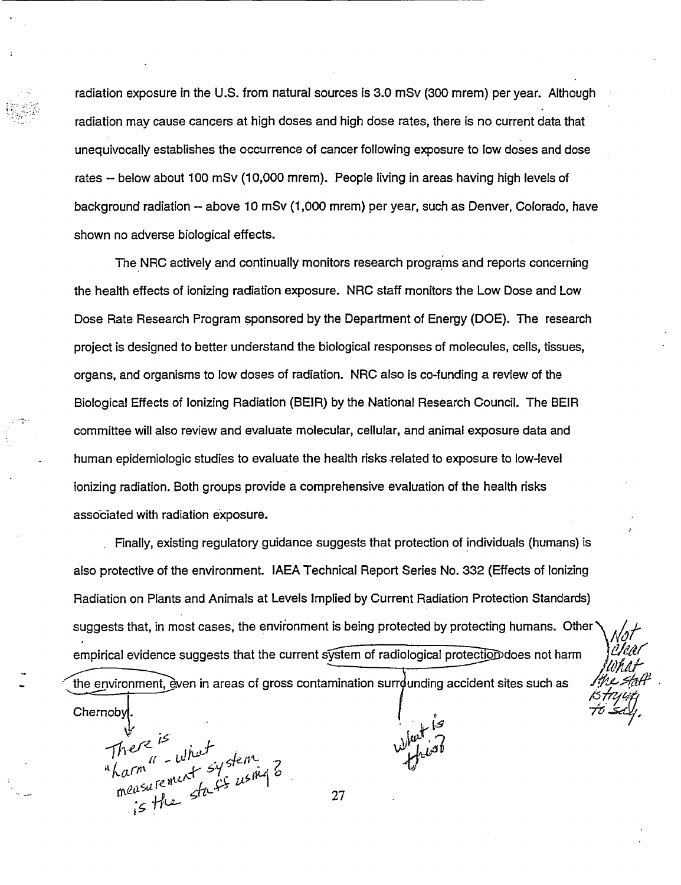radiation exposure in the U.S. from natural sources is 3.0 mSv (300 mrem) per year. Although radiation may cause cancers at high doses and high dose rates, there is no current data that unequivocally establishes the occurrence of cancer following exposure to low doses and dose rates -- below about 100 mSv (10,000 mrem). People living in areas having high levels of background radiation -- above 10 mSv (1,000 mrem) per year, such as Denver, Colorado, have shown no adverse biological effects.

The NRC actively and continually monitors research programs and reports concerning the health effects of ionizing radiation exposure. NRC staff monitors the Low Dose and Low Dose Rate Research Program sponsored by the Department of Energy (DOE). The research project is designed to better understand the biological responses of molecules, cells, tissues, organs, and organisms to low doses of radiation. NRC also is co-funding a review of the Biological Effects of Ionizing Radiation (BEIR) by the National Research Council. The BEIR committee will also review and evaluate molecular, cellular, and animal exposure data and human epidemiologic studies to evaluate the health risks related to exposure to low-level ionizing radiation. Both groups provide a comprehensive evaluation of the health risks associated with radiation exposure.

Finally, existing regulatory guidance suggests that protection of individuals (humans) is also protective of the environment. IAEA Technical Report Series No. 332 (Effects of Ionizing Radiation on Plants and Animals at Levels Implied by Current Radiation Protection Standards) suggests that, in most cases, the environment is being protected by protecting humans. Other empirical evidence suggests that the current system of radiological protection does not harm the environment, even in areas of gross contamination surrounding accident sites such as Chernobyl.

*[Handwritten: Not clear what the staff is trying to say.]*

*[Handwritten: There is "harm" - what measurement system is the staff using?]*

*[Handwritten: What is this?]*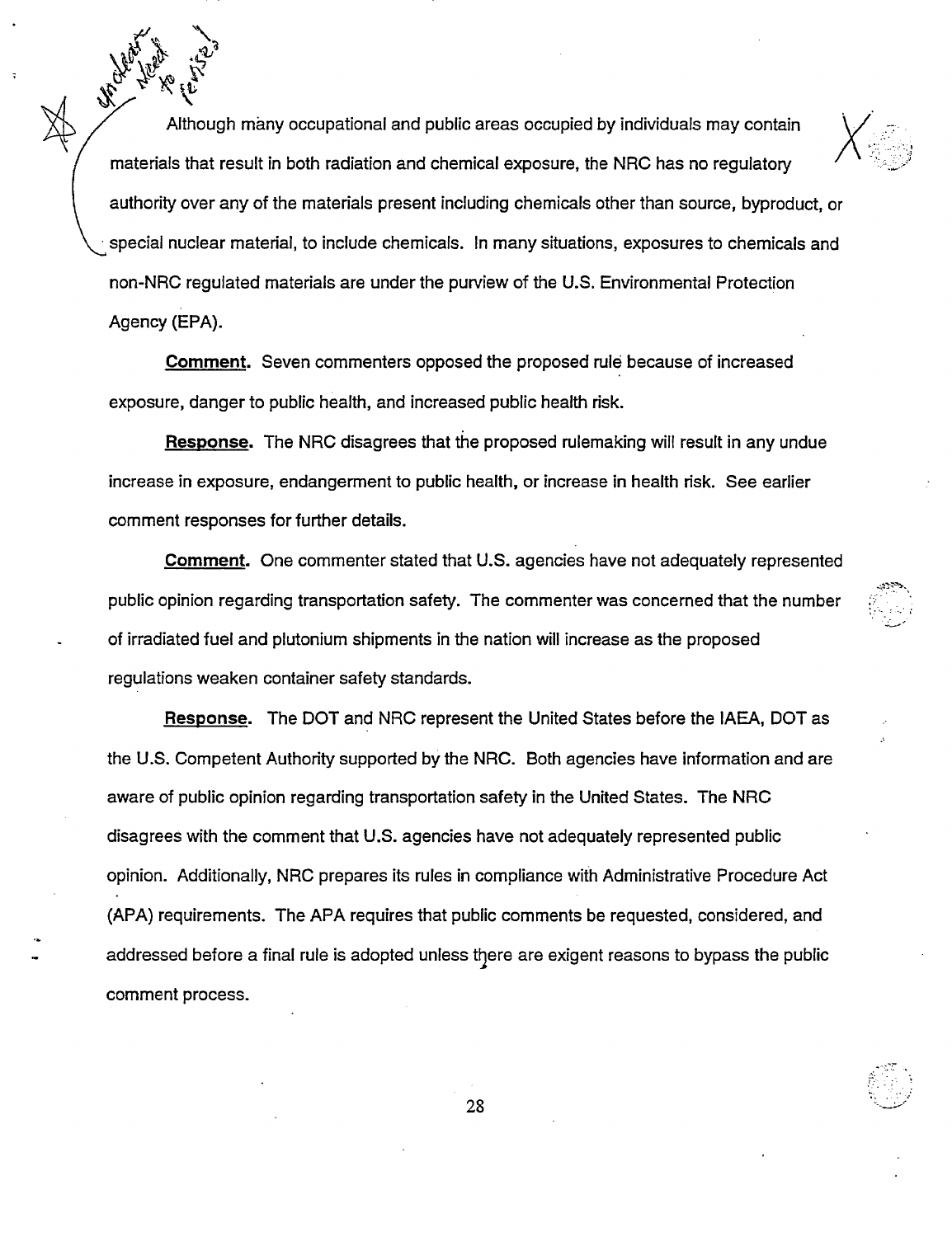Although many occupational and public areas occupied by individuals may contain materials that result in both radiation and chemical exposure, the NRC has no regulatory authority over any of the materials present including chemicals other than source, byproduct, or special nuclear material, to include chemicals. In many situations, exposures to chemicals and non-NRC regulated materials are under the purview of the U.S. Environmental Protection Agency (EPA).

**Comment.** Seven commenters opposed the proposed rule because of increased exposure, danger to public health, and increased public health risk.

**Response.** The NRC disagrees that the proposed rulemaking will result in any undue increase in exposure, endangerment to public health, or increase in health risk. See earlier comment responses for further details.

**Comment.** One commenter stated that U.S. agencies have not adequately represented public opinion regarding transportation safety. The commenter was concerned that the number of irradiated fuel and plutonium shipments in the nation will increase as the proposed regulations weaken container safety standards.

**Response.** The DOT and NRC represent the United States before the IAEA, DOT as the U.S. Competent Authority supported by the NRC. Both agencies have information and are aware of public opinion regarding transportation safety in the United States. The NRC disagrees with the comment that U.S. agencies have not adequately represented public opinion. Additionally, NRC prepares its rules in compliance with Administrative Procedure Act (APA) requirements. The APA requires that public comments be requested, considered, and addressed before a final rule is adopted unless there are exigent reasons to bypass the public comment process.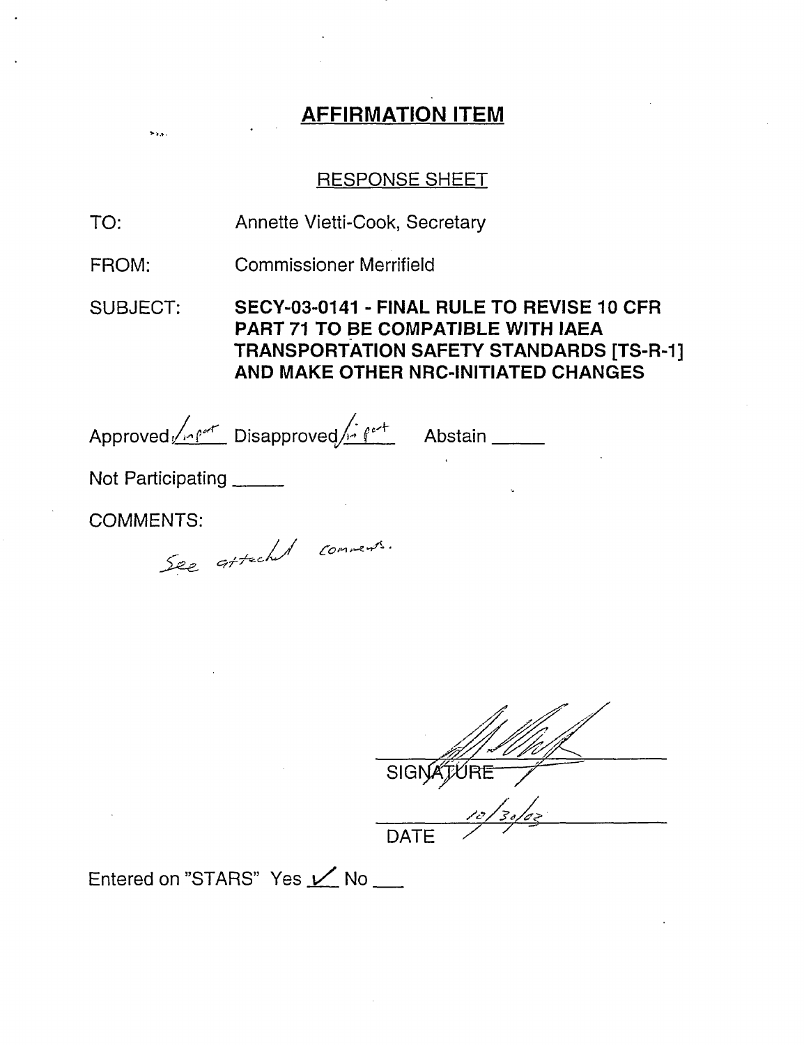## AFFIRMATION ITEM

RESPONSE SHEET

TO: Annette Vietti-Cook, Secretary

FROM: Commissioner Merrifield

SUBJECT: **SECY-03-0141 - FINAL RULE TO REVISE 10 CFR PART 71 TO BE COMPATIBLE WITH IAEA TRANSPORTATION SAFETY STANDARDS [TS-R-1] AND MAKE OTHER NRC-INITIATED CHANGES**

Approved in part  Disapproved in part  Abstain ______

Not Participating ______

COMMENTS:

See attached comments.

SIGNATURE

10/30/03

DATE

Entered on "STARS" Yes ✓ No ___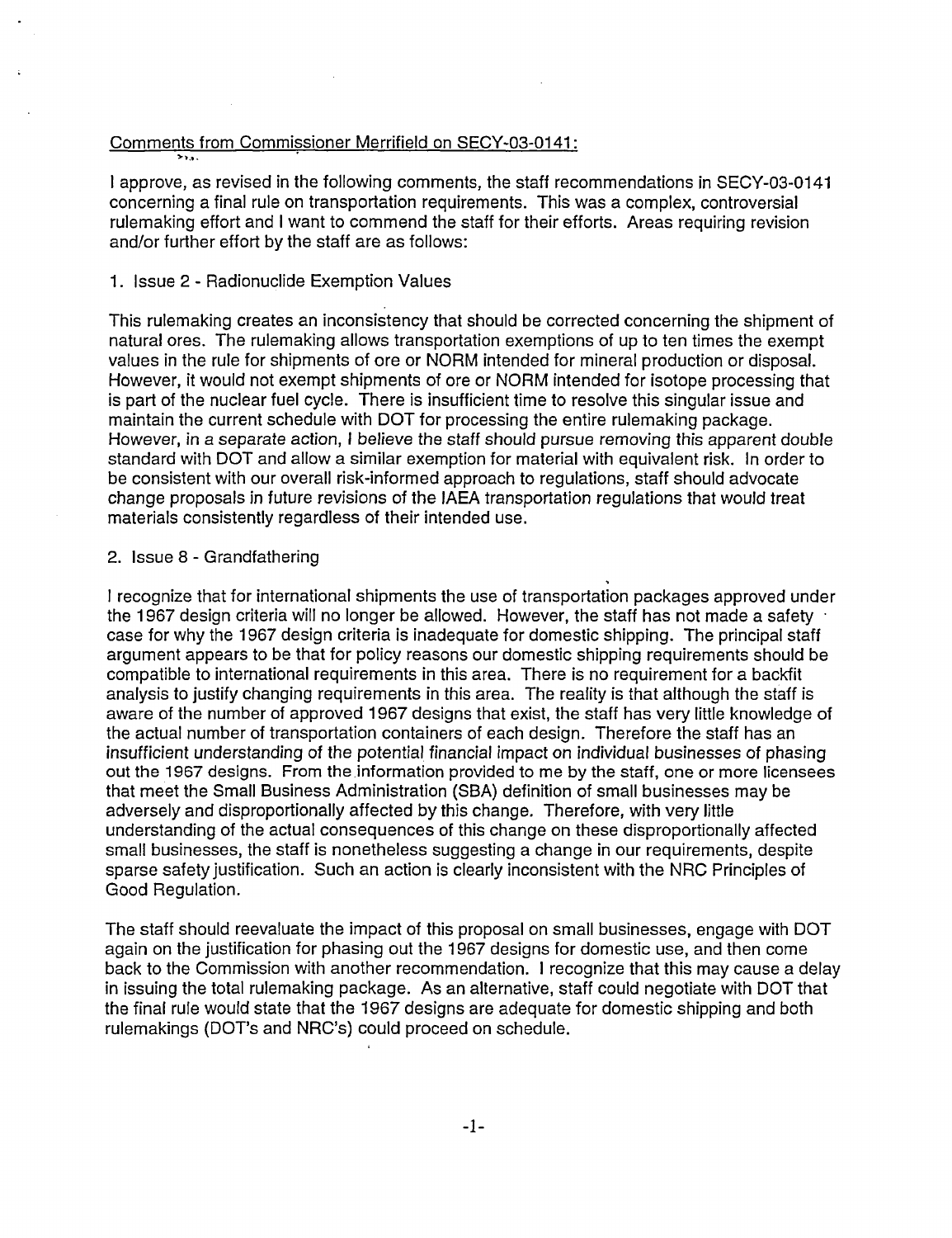Comments from Commissioner Merrifield on SECY-03-0141:

I approve, as revised in the following comments, the staff recommendations in SECY-03-0141 concerning a final rule on transportation requirements. This was a complex, controversial rulemaking effort and I want to commend the staff for their efforts. Areas requiring revision and/or further effort by the staff are as follows:

1. Issue 2 - Radionuclide Exemption Values

This rulemaking creates an inconsistency that should be corrected concerning the shipment of natural ores. The rulemaking allows transportation exemptions of up to ten times the exempt values in the rule for shipments of ore or NORM intended for mineral production or disposal. However, it would not exempt shipments of ore or NORM intended for isotope processing that is part of the nuclear fuel cycle. There is insufficient time to resolve this singular issue and maintain the current schedule with DOT for processing the entire rulemaking package. However, in a separate action, I believe the staff should pursue removing this apparent double standard with DOT and allow a similar exemption for material with equivalent risk. In order to be consistent with our overall risk-informed approach to regulations, staff should advocate change proposals in future revisions of the IAEA transportation regulations that would treat materials consistently regardless of their intended use.

2. Issue 8 - Grandfathering

I recognize that for international shipments the use of transportation packages approved under the 1967 design criteria will no longer be allowed. However, the staff has not made a safety case for why the 1967 design criteria is inadequate for domestic shipping. The principal staff argument appears to be that for policy reasons our domestic shipping requirements should be compatible to international requirements in this area. There is no requirement for a backfit analysis to justify changing requirements in this area. The reality is that although the staff is aware of the number of approved 1967 designs that exist, the staff has very little knowledge of the actual number of transportation containers of each design. Therefore the staff has an insufficient understanding of the potential financial impact on individual businesses of phasing out the 1967 designs. From the information provided to me by the staff, one or more licensees that meet the Small Business Administration (SBA) definition of small businesses may be adversely and disproportionally affected by this change. Therefore, with very little understanding of the actual consequences of this change on these disproportionally affected small businesses, the staff is nonetheless suggesting a change in our requirements, despite sparse safety justification. Such an action is clearly inconsistent with the NRC Principles of Good Regulation.

The staff should reevaluate the impact of this proposal on small businesses, engage with DOT again on the justification for phasing out the 1967 designs for domestic use, and then come back to the Commission with another recommendation. I recognize that this may cause a delay in issuing the total rulemaking package. As an alternative, staff could negotiate with DOT that the final rule would state that the 1967 designs are adequate for domestic shipping and both rulemakings (DOT's and NRC's) could proceed on schedule.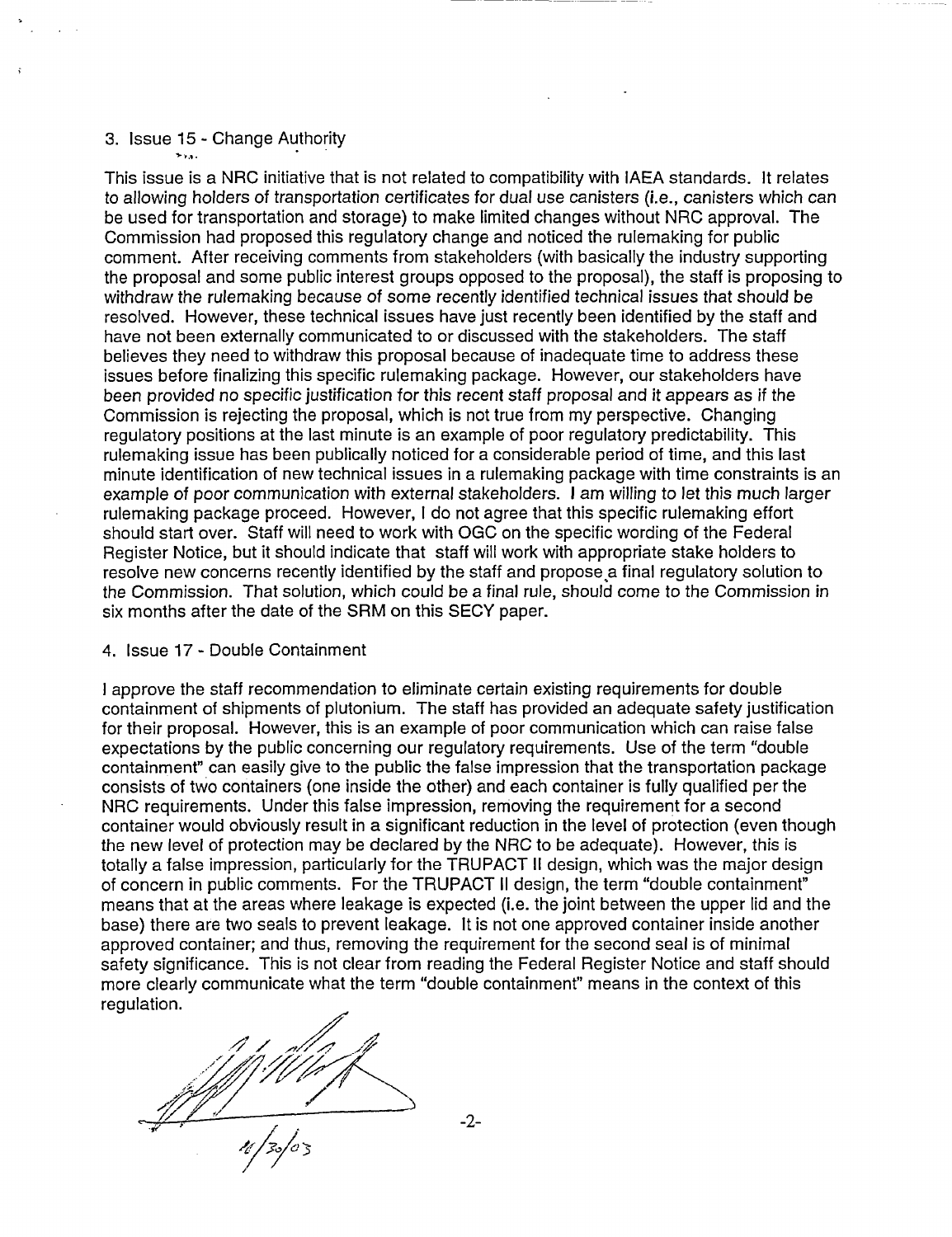3. Issue 15 - Change Authority

This issue is a NRC initiative that is not related to compatibility with IAEA standards. It relates to allowing holders of transportation certificates for dual use canisters (i.e., canisters which can be used for transportation and storage) to make limited changes without NRC approval. The Commission had proposed this regulatory change and noticed the rulemaking for public comment. After receiving comments from stakeholders (with basically the industry supporting the proposal and some public interest groups opposed to the proposal), the staff is proposing to withdraw the rulemaking because of some recently identified technical issues that should be resolved. However, these technical issues have just recently been identified by the staff and have not been externally communicated to or discussed with the stakeholders. The staff believes they need to withdraw this proposal because of inadequate time to address these issues before finalizing this specific rulemaking package. However, our stakeholders have been provided no specific justification for this recent staff proposal and it appears as if the Commission is rejecting the proposal, which is not true from my perspective. Changing regulatory positions at the last minute is an example of poor regulatory predictability. This rulemaking issue has been publically noticed for a considerable period of time, and this last minute identification of new technical issues in a rulemaking package with time constraints is an example of poor communication with external stakeholders. I am willing to let this much larger rulemaking package proceed. However, I do not agree that this specific rulemaking effort should start over. Staff will need to work with OGC on the specific wording of the Federal Register Notice, but it should indicate that staff will work with appropriate stake holders to resolve new concerns recently identified by the staff and propose a final regulatory solution to the Commission. That solution, which could be a final rule, should come to the Commission in six months after the date of the SRM on this SECY paper.

4. Issue 17 - Double Containment

I approve the staff recommendation to eliminate certain existing requirements for double containment of shipments of plutonium. The staff has provided an adequate safety justification for their proposal. However, this is an example of poor communication which can raise false expectations by the public concerning our regulatory requirements. Use of the term "double containment" can easily give to the public the false impression that the transportation package consists of two containers (one inside the other) and each container is fully qualified per the NRC requirements. Under this false impression, removing the requirement for a second container would obviously result in a significant reduction in the level of protection (even though the new level of protection may be declared by the NRC to be adequate). However, this is totally a false impression, particularly for the TRUPACT II design, which was the major design of concern in public comments. For the TRUPACT II design, the term "double containment" means that at the areas where leakage is expected (i.e. the joint between the upper lid and the base) there are two seals to prevent leakage. It is not one approved container inside another approved container; and thus, removing the requirement for the second seal is of minimal safety significance. This is not clear from reading the Federal Register Notice and staff should more clearly communicate what the term "double containment" means in the context of this regulation.

11/30/03